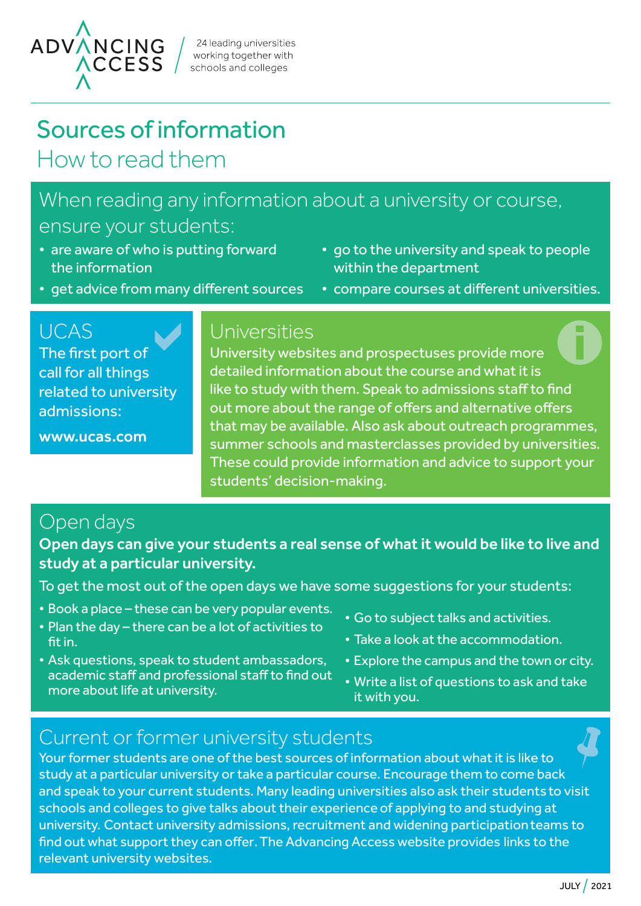ADVANCING ACCESS

24 leading universities working together with schools and colleges

# Sources of information

## How to read them

### When reading any information about a university or course, ensure your students:

- are aware of who is putting forward the information
- get advice from many different sources
- go to the university and speak to people within the department
- compare courses at different universities.

### UCAS

The first port of call for all things related to university admissions:

**www.ucas.com**

### Universities

University websites and prospectuses provide more detailed information about the course and what it is like to study with them. Speak to admissions staff to find out more about the range of offers and alternative offers that may be available. Also ask about outreach programmes, summer schools and masterclasses provided by universities. These could provide information and advice to support your students' decision-making.

### Open days

**Open days can give your students a real sense of what it would be like to live and study at a particular university.**

To get the most out of the open days we have some suggestions for your students:

- Book a place – these can be very popular events.
- Plan the day – there can be a lot of activities to fit in.
- Ask questions, speak to student ambassadors, academic staff and professional staff to find out more about life at university.
- Go to subject talks and activities.
- Take a look at the accommodation.
- Explore the campus and the town or city.
- Write a list of questions to ask and take it with you.

### Current or former university students

Your former students are one of the best sources of information about what it is like to study at a particular university or take a particular course. Encourage them to come back and speak to your current students. Many leading universities also ask their students to visit schools and colleges to give talks about their experience of applying to and studying at university. Contact university admissions, recruitment and widening participation teams to find out what support they can offer. The Advancing Access website provides links to the relevant university websites.

JULY / 2021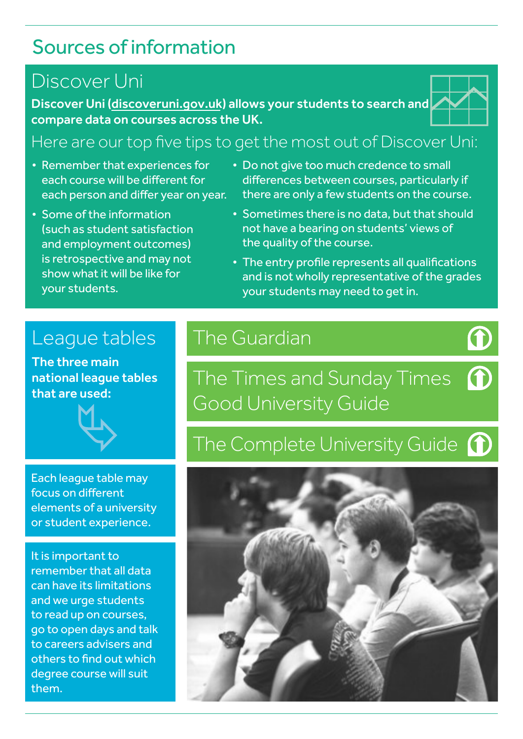# Sources of information

## Discover Uni

**Discover Uni (discoveruni.gov.uk) allows your students to search and compare data on courses across the UK.**

### Here are our top five tips to get the most out of Discover Uni:

- Remember that experiences for each course will be different for each person and differ year on year.
- Some of the information (such as student satisfaction and employment outcomes) is retrospective and may not show what it will be like for your students.
- Do not give too much credence to small differences between courses, particularly if there are only a few students on the course.
- Sometimes there is no data, but that should not have a bearing on students' views of the quality of the course.
- The entry profile represents all qualifications and is not wholly representative of the grades your students may need to get in.

## League tables

**The three main national league tables that are used:**

- The Guardian
- The Times and Sunday Times Good University Guide
- The Complete University Guide

Each league table may focus on different elements of a university or student experience.

It is important to remember that all data can have its limitations and we urge students to read up on courses, go to open days and talk to careers advisers and others to find out which degree course will suit them.